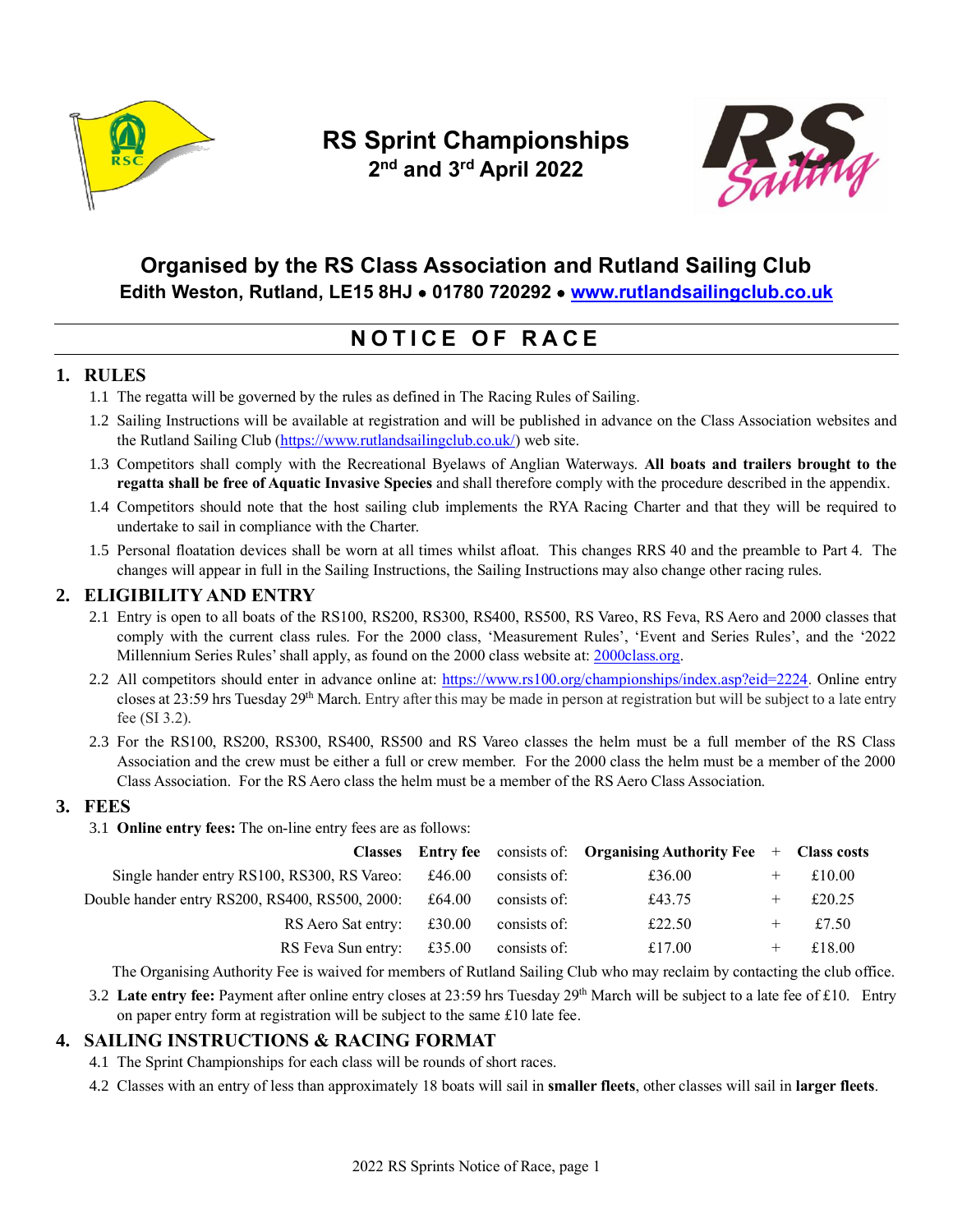# RS Sprint Championships

## 2nd and 3rd April 2022

## Organised by the RS Class Association and Rutland Sailing Club

**Edith Weston, Rutland, LE15 8HJ • 01780 720292 • [www.rutlandsailingclub.co.uk](http://www.rutlandsailingclub.co.uk)**

# NOTICE OF RACE

## 1. RULES

1.1 The regatta will be governed by the rules as defined in The Racing Rules of Sailing.

1.2 Sailing Instructions will be available at registration and will be published in advance on the Class Association websites and the Rutland Sailing Club (https://www.rutlandsailingclub.co.uk/) web site.

1.3 Competitors shall comply with the Recreational Byelaws of Anglian Waterways. **All boats and trailers brought to the regatta shall be free of Aquatic Invasive Species** and shall therefore comply with the procedure described in the appendix.

1.4 Competitors should note that the host sailing club implements the RYA Racing Charter and that they will be required to undertake to sail in compliance with the Charter.

1.5 Personal floatation devices shall be worn at all times whilst afloat. This changes RRS 40 and the preamble to Part 4. The changes will appear in full in the Sailing Instructions, the Sailing Instructions may also change other racing rules.

## 2. ELIGIBILITY AND ENTRY

2.1 Entry is open to all boats of the RS100, RS200, RS300, RS400, RS500, RS Vareo, RS Feva, RS Aero and 2000 classes that comply with the current class rules. For the 2000 class, 'Measurement Rules', 'Event and Series Rules', and the '2022 Millennium Series Rules' shall apply, as found on the 2000 class website at: 2000class.org.

2.2 All competitors should enter in advance online at: https://www.rs100.org/championships/index.asp?eid=2224. Online entry closes at 23:59 hrs Tuesday 29th March. Entry after this may be made in person at registration but will be subject to a late entry fee (SI 3.2).

2.3 For the RS100, RS200, RS300, RS400, RS500 and RS Vareo classes the helm must be a full member of the RS Class Association and the crew must be either a full or crew member. For the 2000 class the helm must be a member of the 2000 Class Association. For the RS Aero class the helm must be a member of the RS Aero Class Association.

## 3. FEES

3.1 **Online entry fees:** The on-line entry fees are as follows:

| Classes | Entry fee | consists of: | Organising Authority Fee | + | Class costs |
|---|---|---|---|---|---|
| Single hander entry RS100, RS300, RS Vareo: | £46.00 | consists of: | £36.00 | + | £10.00 |
| Double hander entry RS200, RS400, RS500, 2000: | £64.00 | consists of: | £43.75 | + | £20.25 |
| RS Aero Sat entry: | £30.00 | consists of: | £22.50 | + | £7.50 |
| RS Feva Sun entry: | £35.00 | consists of: | £17.00 | + | £18.00 |

The Organising Authority Fee is waived for members of Rutland Sailing Club who may reclaim by contacting the club office.

3.2 **Late entry fee:** Payment after online entry closes at 23:59 hrs Tuesday 29th March will be subject to a late fee of £10. Entry on paper entry form at registration will be subject to the same £10 late fee.

## 4. SAILING INSTRUCTIONS & RACING FORMAT

4.1 The Sprint Championships for each class will be rounds of short races.

4.2 Classes with an entry of less than approximately 18 boats will sail in **smaller fleets**, other classes will sail in **larger fleets**.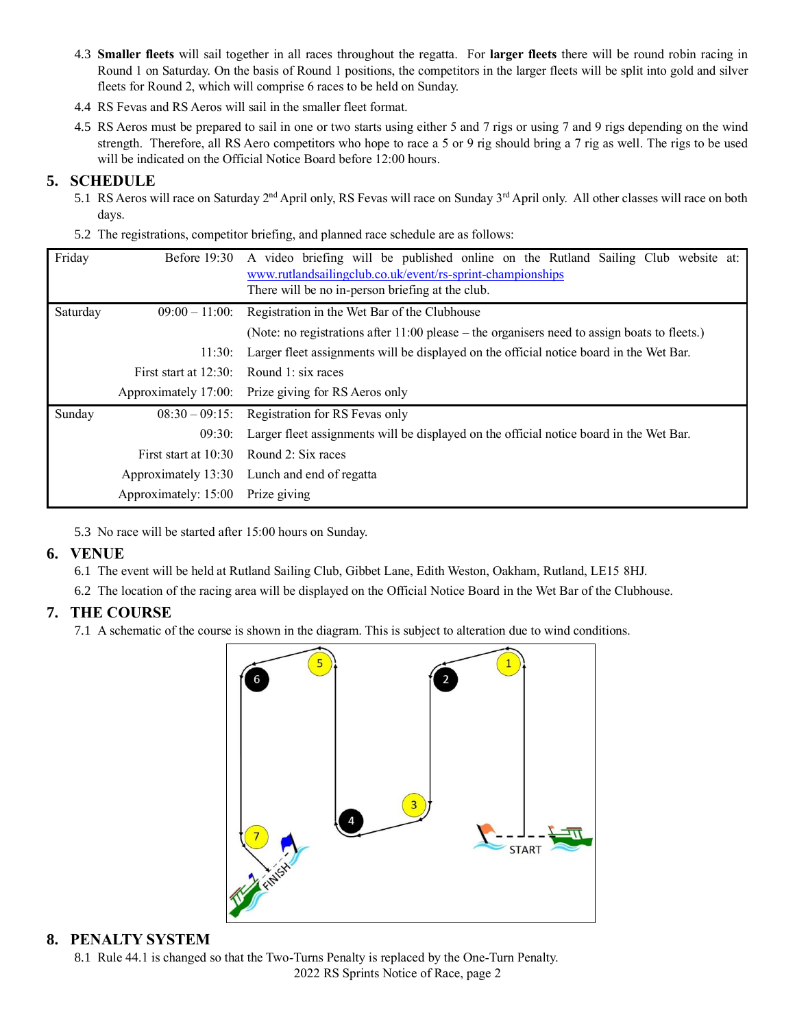4.3 **Smaller fleets** will sail together in all races throughout the regatta. For **larger fleets** there will be round robin racing in Round 1 on Saturday. On the basis of Round 1 positions, the competitors in the larger fleets will be split into gold and silver fleets for Round 2, which will comprise 6 races to be held on Sunday.

4.4 RS Fevas and RS Aeros will sail in the smaller fleet format.

4.5 RS Aeros must be prepared to sail in one or two starts using either 5 and 7 rigs or using 7 and 9 rigs depending on the wind strength. Therefore, all RS Aero competitors who hope to race a 5 or 9 rig should bring a 7 rig as well. The rigs to be used will be indicated on the Official Notice Board before 12:00 hours.

## 5. SCHEDULE

5.1 RS Aeros will race on Saturday 2nd April only, RS Fevas will race on Sunday 3rd April only. All other classes will race on both days.

5.2 The registrations, competitor briefing, and planned race schedule are as follows:

| Day | Time | Event |
|---|---|---|
| Friday | Before 19:30 | A video briefing will be published online on the Rutland Sailing Club website at: www.rutlandsailingclub.co.uk/event/rs-sprint-championships<br>There will be no in-person briefing at the club. |
| Saturday | 09:00 – 11:00: | Registration in the Wet Bar of the Clubhouse |
| | | (Note: no registrations after 11:00 please – the organisers need to assign boats to fleets.) |
| | 11:30: | Larger fleet assignments will be displayed on the official notice board in the Wet Bar. |
| | First start at 12:30: | Round 1: six races |
| | Approximately 17:00: | Prize giving for RS Aeros only |
| Sunday | 08:30 – 09:15: | Registration for RS Fevas only |
| | 09:30: | Larger fleet assignments will be displayed on the official notice board in the Wet Bar. |
| | First start at 10:30 | Round 2: Six races |
| | Approximately 13:30 | Lunch and end of regatta |
| | Approximately: 15:00 | Prize giving |

5.3 No race will be started after 15:00 hours on Sunday.

## 6. VENUE

6.1 The event will be held at Rutland Sailing Club, Gibbet Lane, Edith Weston, Oakham, Rutland, LE15 8HJ.

6.2 The location of the racing area will be displayed on the Official Notice Board in the Wet Bar of the Clubhouse.

## 7. THE COURSE

7.1 A schematic of the course is shown in the diagram. This is subject to alteration due to wind conditions.

## 8. PENALTY SYSTEM

8.1 Rule 44.1 is changed so that the Two-Turns Penalty is replaced by the One-Turn Penalty.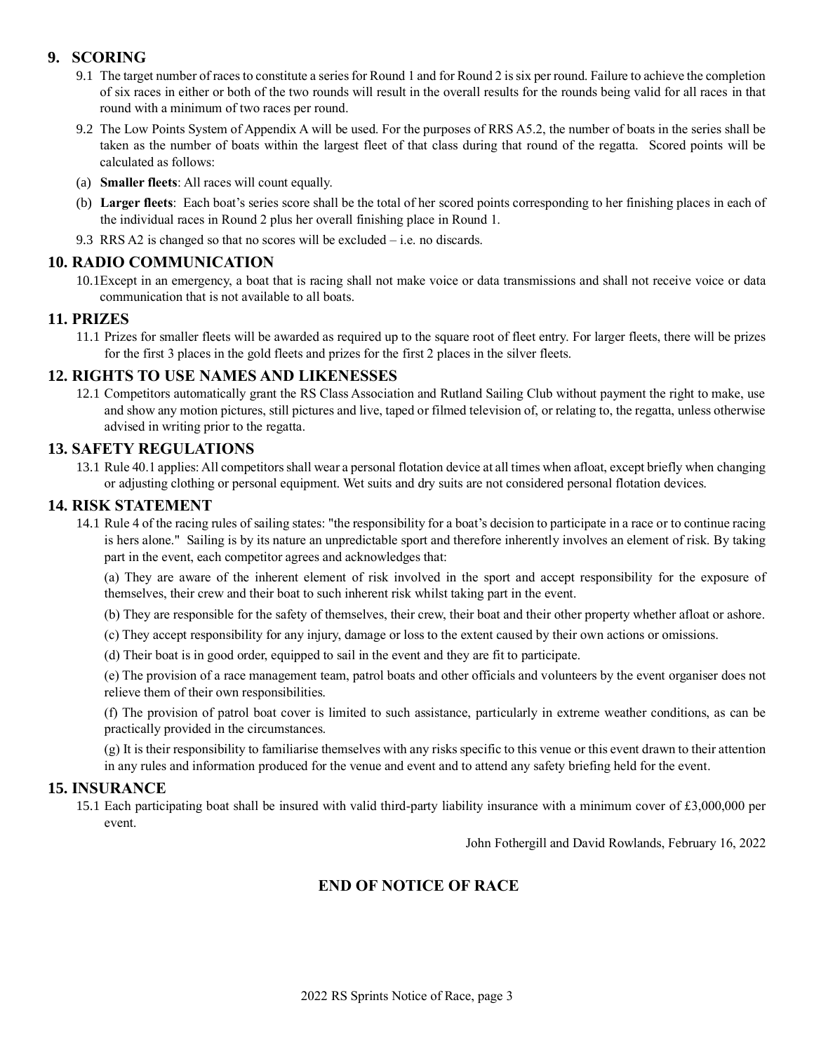## 9. SCORING

9.1 The target number of races to constitute a series for Round 1 and for Round 2 is six per round. Failure to achieve the completion of six races in either or both of the two rounds will result in the overall results for the rounds being valid for all races in that round with a minimum of two races per round.

9.2 The Low Points System of Appendix A will be used. For the purposes of RRS A5.2, the number of boats in the series shall be taken as the number of boats within the largest fleet of that class during that round of the regatta. Scored points will be calculated as follows:

(a) **Smaller fleets**: All races will count equally.

(b) **Larger fleets**: Each boat's series score shall be the total of her scored points corresponding to her finishing places in each of the individual races in Round 2 plus her overall finishing place in Round 1.

9.3 RRS A2 is changed so that no scores will be excluded – i.e. no discards.

## 10. RADIO COMMUNICATION

10.1Except in an emergency, a boat that is racing shall not make voice or data transmissions and shall not receive voice or data communication that is not available to all boats.

## 11. PRIZES

11.1 Prizes for smaller fleets will be awarded as required up to the square root of fleet entry. For larger fleets, there will be prizes for the first 3 places in the gold fleets and prizes for the first 2 places in the silver fleets.

## 12. RIGHTS TO USE NAMES AND LIKENESSES

12.1 Competitors automatically grant the RS Class Association and Rutland Sailing Club without payment the right to make, use and show any motion pictures, still pictures and live, taped or filmed television of, or relating to, the regatta, unless otherwise advised in writing prior to the regatta.

## 13. SAFETY REGULATIONS

13.1 Rule 40.1 applies: All competitors shall wear a personal flotation device at all times when afloat, except briefly when changing or adjusting clothing or personal equipment. Wet suits and dry suits are not considered personal flotation devices.

## 14. RISK STATEMENT

14.1 Rule 4 of the racing rules of sailing states: "the responsibility for a boat's decision to participate in a race or to continue racing is hers alone." Sailing is by its nature an unpredictable sport and therefore inherently involves an element of risk. By taking part in the event, each competitor agrees and acknowledges that:

(a) They are aware of the inherent element of risk involved in the sport and accept responsibility for the exposure of themselves, their crew and their boat to such inherent risk whilst taking part in the event.

(b) They are responsible for the safety of themselves, their crew, their boat and their other property whether afloat or ashore.

(c) They accept responsibility for any injury, damage or loss to the extent caused by their own actions or omissions.

(d) Their boat is in good order, equipped to sail in the event and they are fit to participate.

(e) The provision of a race management team, patrol boats and other officials and volunteers by the event organiser does not relieve them of their own responsibilities.

(f) The provision of patrol boat cover is limited to such assistance, particularly in extreme weather conditions, as can be practically provided in the circumstances.

(g) It is their responsibility to familiarise themselves with any risks specific to this venue or this event drawn to their attention in any rules and information produced for the venue and event and to attend any safety briefing held for the event.

## 15. INSURANCE

15.1 Each participating boat shall be insured with valid third-party liability insurance with a minimum cover of £3,000,000 per event.

John Fothergill and David Rowlands, February 16, 2022

**END OF NOTICE OF RACE**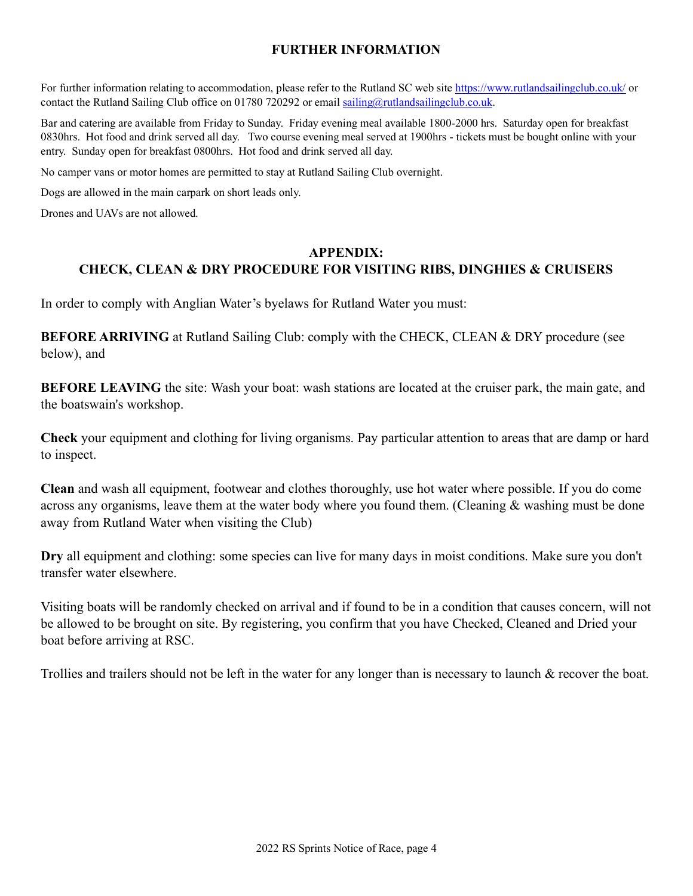## FURTHER INFORMATION

For further information relating to accommodation, please refer to the Rutland SC web site https://www.rutlandsailingclub.co.uk/ or contact the Rutland Sailing Club office on 01780 720292 or email sailing@rutlandsailingclub.co.uk.

Bar and catering are available from Friday to Sunday. Friday evening meal available 1800-2000 hrs. Saturday open for breakfast 0830hrs. Hot food and drink served all day. Two course evening meal served at 1900hrs - tickets must be bought online with your entry. Sunday open for breakfast 0800hrs. Hot food and drink served all day.

No camper vans or motor homes are permitted to stay at Rutland Sailing Club overnight.

Dogs are allowed in the main carpark on short leads only.

Drones and UAVs are not allowed.

## APPENDIX: CHECK, CLEAN & DRY PROCEDURE FOR VISITING RIBS, DINGHIES & CRUISERS

In order to comply with Anglian Water's byelaws for Rutland Water you must:

**BEFORE ARRIVING** at Rutland Sailing Club: comply with the CHECK, CLEAN & DRY procedure (see below), and

**BEFORE LEAVING** the site: Wash your boat: wash stations are located at the cruiser park, the main gate, and the boatswain's workshop.

**Check** your equipment and clothing for living organisms. Pay particular attention to areas that are damp or hard to inspect.

**Clean** and wash all equipment, footwear and clothes thoroughly, use hot water where possible. If you do come across any organisms, leave them at the water body where you found them. (Cleaning & washing must be done away from Rutland Water when visiting the Club)

**Dry** all equipment and clothing: some species can live for many days in moist conditions. Make sure you don't transfer water elsewhere.

Visiting boats will be randomly checked on arrival and if found to be in a condition that causes concern, will not be allowed to be brought on site. By registering, you confirm that you have Checked, Cleaned and Dried your boat before arriving at RSC.

Trollies and trailers should not be left in the water for any longer than is necessary to launch & recover the boat.